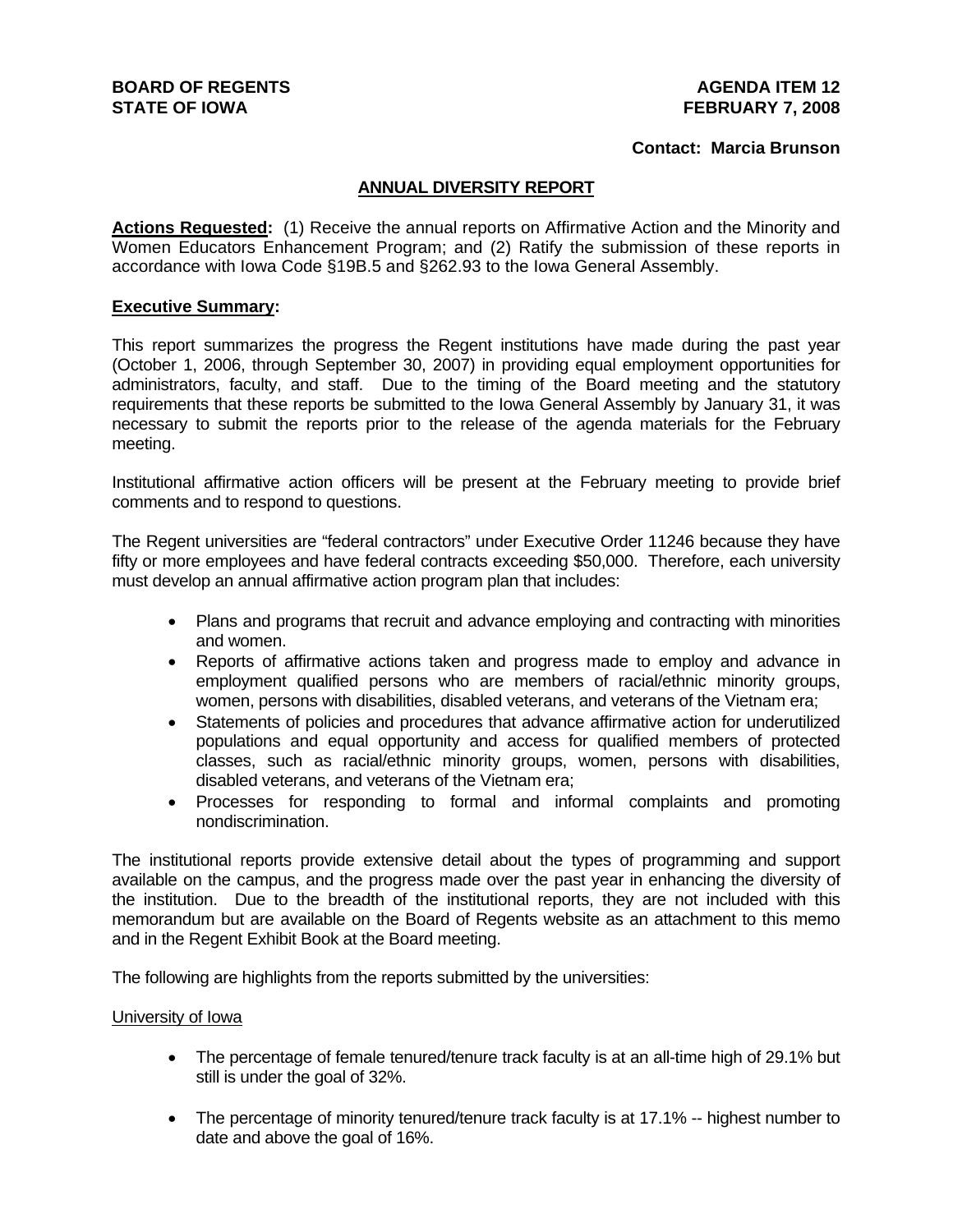**BOARD OF REGENTS**
**STATE OF IOWA**

**AGENDA ITEM 12**
**FEBRUARY 7, 2008**

**Contact: Marcia Brunson**

## ANNUAL DIVERSITY REPORT

**Actions Requested:** (1) Receive the annual reports on Affirmative Action and the Minority and Women Educators Enhancement Program; and (2) Ratify the submission of these reports in accordance with Iowa Code §19B.5 and §262.93 to the Iowa General Assembly.

**Executive Summary:**

This report summarizes the progress the Regent institutions have made during the past year (October 1, 2006, through September 30, 2007) in providing equal employment opportunities for administrators, faculty, and staff. Due to the timing of the Board meeting and the statutory requirements that these reports be submitted to the Iowa General Assembly by January 31, it was necessary to submit the reports prior to the release of the agenda materials for the February meeting.

Institutional affirmative action officers will be present at the February meeting to provide brief comments and to respond to questions.

The Regent universities are "federal contractors" under Executive Order 11246 because they have fifty or more employees and have federal contracts exceeding $50,000. Therefore, each university must develop an annual affirmative action program plan that includes:

- Plans and programs that recruit and advance employing and contracting with minorities and women.
- Reports of affirmative actions taken and progress made to employ and advance in employment qualified persons who are members of racial/ethnic minority groups, women, persons with disabilities, disabled veterans, and veterans of the Vietnam era;
- Statements of policies and procedures that advance affirmative action for underutilized populations and equal opportunity and access for qualified members of protected classes, such as racial/ethnic minority groups, women, persons with disabilities, disabled veterans, and veterans of the Vietnam era;
- Processes for responding to formal and informal complaints and promoting nondiscrimination.

The institutional reports provide extensive detail about the types of programming and support available on the campus, and the progress made over the past year in enhancing the diversity of the institution. Due to the breadth of the institutional reports, they are not included with this memorandum but are available on the Board of Regents website as an attachment to this memo and in the Regent Exhibit Book at the Board meeting.

The following are highlights from the reports submitted by the universities:

University of Iowa

- The percentage of female tenured/tenure track faculty is at an all-time high of 29.1% but still is under the goal of 32%.
- The percentage of minority tenured/tenure track faculty is at 17.1% -- highest number to date and above the goal of 16%.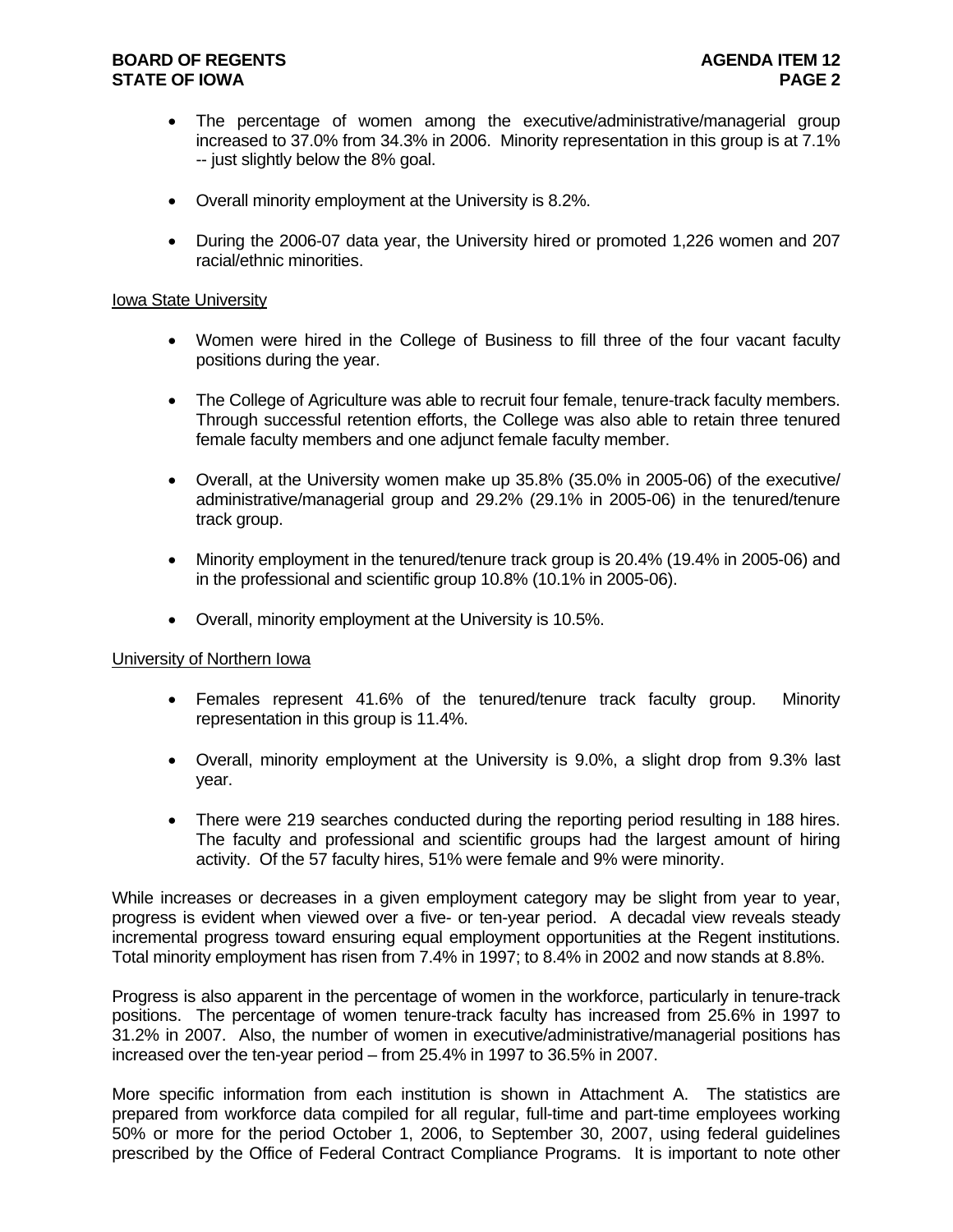- The percentage of women among the executive/administrative/managerial group increased to 37.0% from 34.3% in 2006. Minority representation in this group is at 7.1% -- just slightly below the 8% goal.

- Overall minority employment at the University is 8.2%.

- During the 2006-07 data year, the University hired or promoted 1,226 women and 207 racial/ethnic minorities.

Iowa State University

- Women were hired in the College of Business to fill three of the four vacant faculty positions during the year.

- The College of Agriculture was able to recruit four female, tenure-track faculty members. Through successful retention efforts, the College was also able to retain three tenured female faculty members and one adjunct female faculty member.

- Overall, at the University women make up 35.8% (35.0% in 2005-06) of the executive/administrative/managerial group and 29.2% (29.1% in 2005-06) in the tenured/tenure track group.

- Minority employment in the tenured/tenure track group is 20.4% (19.4% in 2005-06) and in the professional and scientific group 10.8% (10.1% in 2005-06).

- Overall, minority employment at the University is 10.5%.

University of Northern Iowa

- Females represent 41.6% of the tenured/tenure track faculty group. Minority representation in this group is 11.4%.

- Overall, minority employment at the University is 9.0%, a slight drop from 9.3% last year.

- There were 219 searches conducted during the reporting period resulting in 188 hires. The faculty and professional and scientific groups had the largest amount of hiring activity. Of the 57 faculty hires, 51% were female and 9% were minority.

While increases or decreases in a given employment category may be slight from year to year, progress is evident when viewed over a five- or ten-year period. A decadal view reveals steady incremental progress toward ensuring equal employment opportunities at the Regent institutions. Total minority employment has risen from 7.4% in 1997; to 8.4% in 2002 and now stands at 8.8%.

Progress is also apparent in the percentage of women in the workforce, particularly in tenure-track positions. The percentage of women tenure-track faculty has increased from 25.6% in 1997 to 31.2% in 2007. Also, the number of women in executive/administrative/managerial positions has increased over the ten-year period – from 25.4% in 1997 to 36.5% in 2007.

More specific information from each institution is shown in Attachment A. The statistics are prepared from workforce data compiled for all regular, full-time and part-time employees working 50% or more for the period October 1, 2006, to September 30, 2007, using federal guidelines prescribed by the Office of Federal Contract Compliance Programs. It is important to note other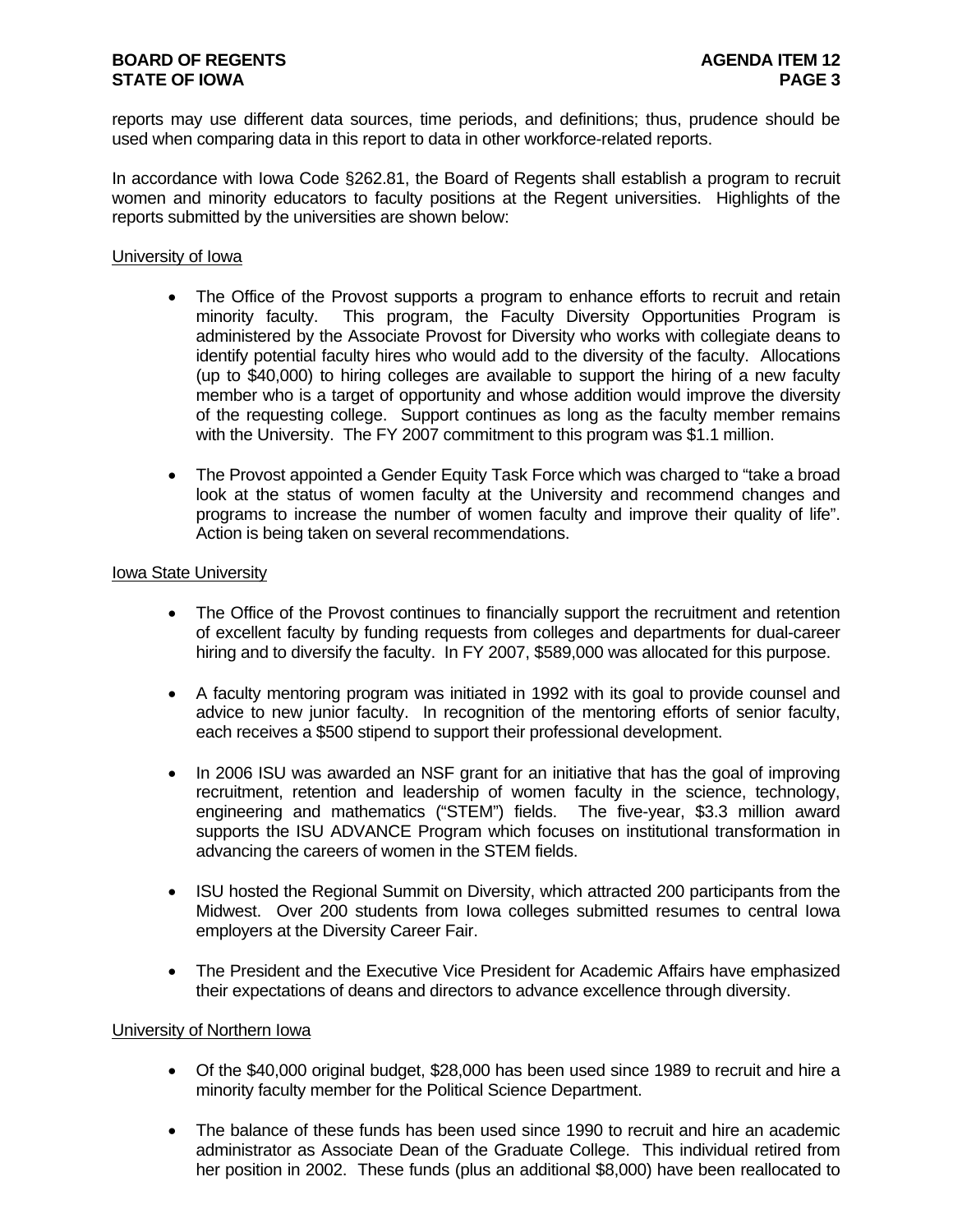reports may use different data sources, time periods, and definitions; thus, prudence should be used when comparing data in this report to data in other workforce-related reports.

In accordance with Iowa Code §262.81, the Board of Regents shall establish a program to recruit women and minority educators to faculty positions at the Regent universities. Highlights of the reports submitted by the universities are shown below:

University of Iowa

- The Office of the Provost supports a program to enhance efforts to recruit and retain minority faculty. This program, the Faculty Diversity Opportunities Program is administered by the Associate Provost for Diversity who works with collegiate deans to identify potential faculty hires who would add to the diversity of the faculty. Allocations (up to $40,000) to hiring colleges are available to support the hiring of a new faculty member who is a target of opportunity and whose addition would improve the diversity of the requesting college. Support continues as long as the faculty member remains with the University. The FY 2007 commitment to this program was $1.1 million.

- The Provost appointed a Gender Equity Task Force which was charged to "take a broad look at the status of women faculty at the University and recommend changes and programs to increase the number of women faculty and improve their quality of life". Action is being taken on several recommendations.

Iowa State University

- The Office of the Provost continues to financially support the recruitment and retention of excellent faculty by funding requests from colleges and departments for dual-career hiring and to diversify the faculty. In FY 2007, $589,000 was allocated for this purpose.

- A faculty mentoring program was initiated in 1992 with its goal to provide counsel and advice to new junior faculty. In recognition of the mentoring efforts of senior faculty, each receives a $500 stipend to support their professional development.

- In 2006 ISU was awarded an NSF grant for an initiative that has the goal of improving recruitment, retention and leadership of women faculty in the science, technology, engineering and mathematics ("STEM") fields. The five-year, $3.3 million award supports the ISU ADVANCE Program which focuses on institutional transformation in advancing the careers of women in the STEM fields.

- ISU hosted the Regional Summit on Diversity, which attracted 200 participants from the Midwest. Over 200 students from Iowa colleges submitted resumes to central Iowa employers at the Diversity Career Fair.

- The President and the Executive Vice President for Academic Affairs have emphasized their expectations of deans and directors to advance excellence through diversity.

University of Northern Iowa

- Of the $40,000 original budget, $28,000 has been used since 1989 to recruit and hire a minority faculty member for the Political Science Department.

- The balance of these funds has been used since 1990 to recruit and hire an academic administrator as Associate Dean of the Graduate College. This individual retired from her position in 2002. These funds (plus an additional $8,000) have been reallocated to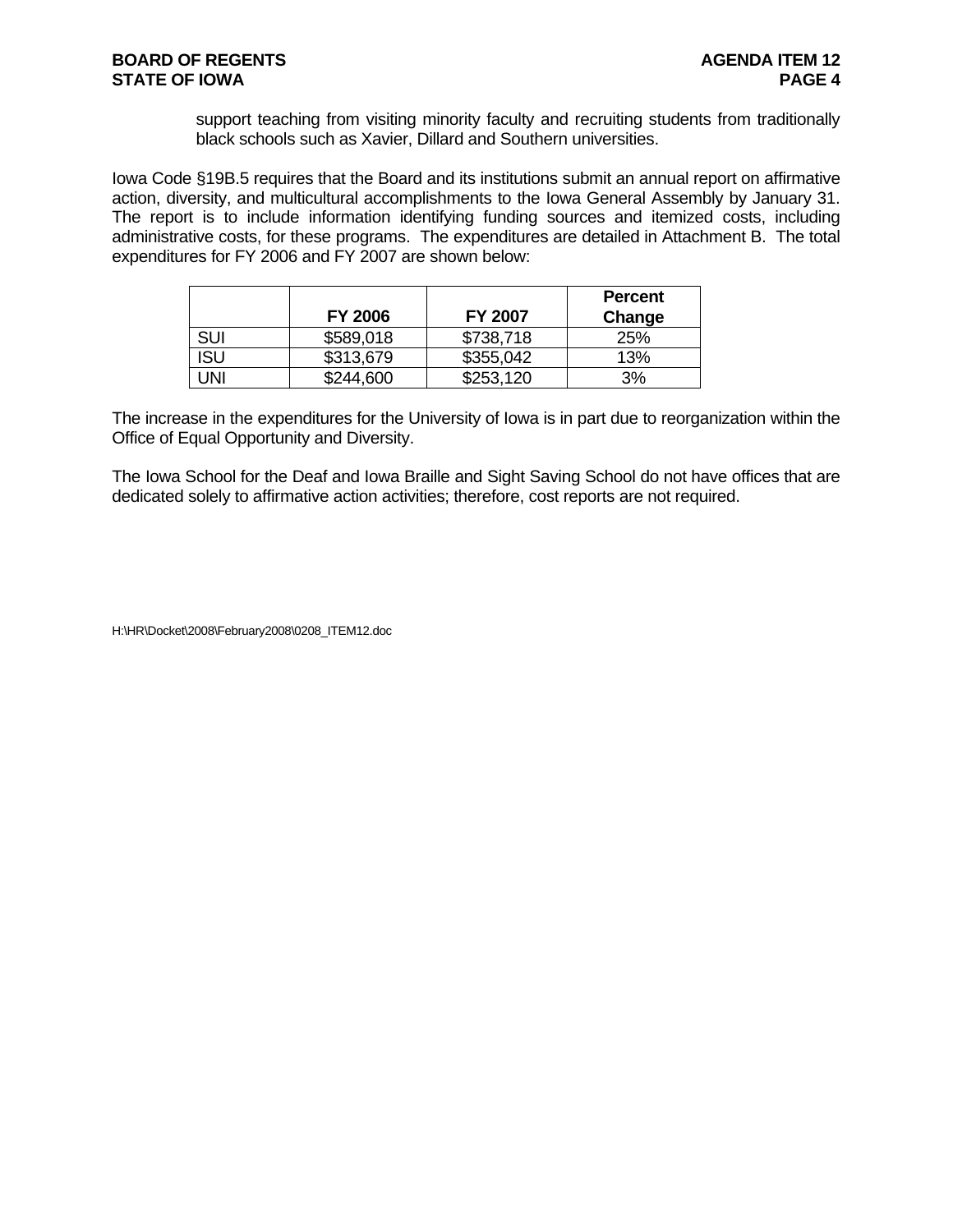support teaching from visiting minority faculty and recruiting students from traditionally black schools such as Xavier, Dillard and Southern universities.

Iowa Code §19B.5 requires that the Board and its institutions submit an annual report on affirmative action, diversity, and multicultural accomplishments to the Iowa General Assembly by January 31. The report is to include information identifying funding sources and itemized costs, including administrative costs, for these programs. The expenditures are detailed in Attachment B. The total expenditures for FY 2006 and FY 2007 are shown below:

| | FY 2006 | FY 2007 | Percent Change |
|---|---|---|---|
| SUI | $589,018 | $738,718 | 25% |
| ISU | $313,679 | $355,042 | 13% |
| UNI | $244,600 | $253,120 | 3% |

The increase in the expenditures for the University of Iowa is in part due to reorganization within the Office of Equal Opportunity and Diversity.

The Iowa School for the Deaf and Iowa Braille and Sight Saving School do not have offices that are dedicated solely to affirmative action activities; therefore, cost reports are not required.

H:\HR\Docket\2008\February2008\0208_ITEM12.doc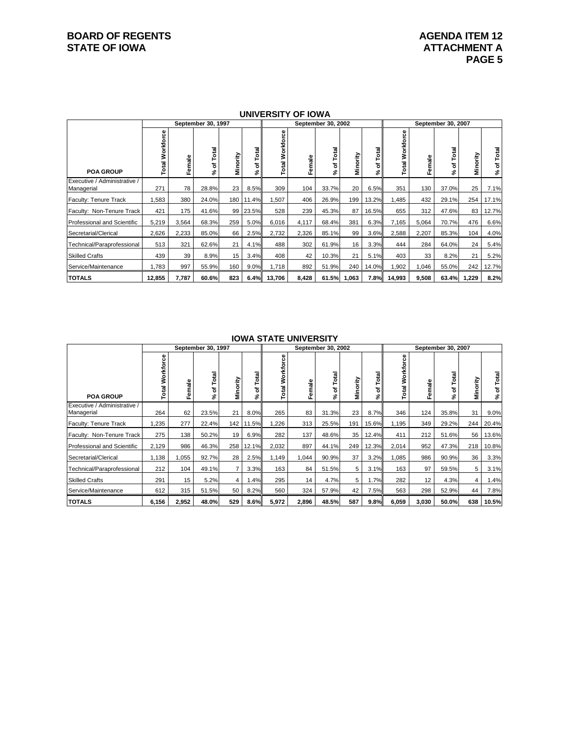**BOARD OF REGENTS**
**STATE OF IOWA**

**AGENDA ITEM 12**
**ATTACHMENT A**
**PAGE 5**

## UNIVERSITY OF IOWA

| | September 30, 1997 | | | | | September 30, 2002 | | | | | September 30, 2007 | | | | |
|---|---|---|---|---|---|---|---|---|---|---|---|---|---|---|---|
| **POA GROUP** | Total Workforce | Female | % of Total | Minority | % of Total | Total Workforce | Female | % of Total | Minority | % of Total | Total Workforce | Female | % of Total | Minority | % of Total |
| Executive / Administrative / Managerial | 271 | 78 | 28.8% | 23 | 8.5% | 309 | 104 | 33.7% | 20 | 6.5% | 351 | 130 | 37.0% | 25 | 7.1% |
| Faculty: Tenure Track | 1,583 | 380 | 24.0% | 180 | 11.4% | 1,507 | 406 | 26.9% | 199 | 13.2% | 1,485 | 432 | 29.1% | 254 | 17.1% |
| Faculty: Non-Tenure Track | 421 | 175 | 41.6% | 99 | 23.5% | 528 | 239 | 45.3% | 87 | 16.5% | 655 | 312 | 47.6% | 83 | 12.7% |
| Professional and Scientific | 5,219 | 3,564 | 68.3% | 259 | 5.0% | 6,016 | 4,117 | 68.4% | 381 | 6.3% | 7,165 | 5,064 | 70.7% | 476 | 6.6% |
| Secretarial/Clerical | 2,626 | 2,233 | 85.0% | 66 | 2.5% | 2,732 | 2,326 | 85.1% | 99 | 3.6% | 2,588 | 2,207 | 85.3% | 104 | 4.0% |
| Technical/Paraprofessional | 513 | 321 | 62.6% | 21 | 4.1% | 488 | 302 | 61.9% | 16 | 3.3% | 444 | 284 | 64.0% | 24 | 5.4% |
| Skilled Crafts | 439 | 39 | 8.9% | 15 | 3.4% | 408 | 42 | 10.3% | 21 | 5.1% | 403 | 33 | 8.2% | 21 | 5.2% |
| Service/Maintenance | 1,783 | 997 | 55.9% | 160 | 9.0% | 1,718 | 892 | 51.9% | 240 | 14.0% | 1,902 | 1,046 | 55.0% | 242 | 12.7% |
| **TOTALS** | **12,855** | **7,787** | **60.6%** | **823** | **6.4%** | **13,706** | **8,428** | **61.5%** | **1,063** | **7.8%** | **14,993** | **9,508** | **63.4%** | **1,229** | **8.2%** |

## IOWA STATE UNIVERSITY

| | September 30, 1997 | | | | | September 30, 2002 | | | | | September 30, 2007 | | | | |
|---|---|---|---|---|---|---|---|---|---|---|---|---|---|---|---|
| **POA GROUP** | Total Workforce | Female | % of Total | Minority | % of Total | Total Workforce | Female | % of Total | Minority | % of Total | Total Workforce | Female | % of Total | Minority | % of Total |
| Executive / Administrative / Managerial | 264 | 62 | 23.5% | 21 | 8.0% | 265 | 83 | 31.3% | 23 | 8.7% | 346 | 124 | 35.8% | 31 | 9.0% |
| Faculty: Tenure Track | 1,235 | 277 | 22.4% | 142 | 11.5% | 1,226 | 313 | 25.5% | 191 | 15.6% | 1,195 | 349 | 29.2% | 244 | 20.4% |
| Faculty: Non-Tenure Track | 275 | 138 | 50.2% | 19 | 6.9% | 282 | 137 | 48.6% | 35 | 12.4% | 411 | 212 | 51.6% | 56 | 13.6% |
| Professional and Scientific | 2,129 | 986 | 46.3% | 258 | 12.1% | 2,032 | 897 | 44.1% | 249 | 12.3% | 2,014 | 952 | 47.3% | 218 | 10.8% |
| Secretarial/Clerical | 1,138 | 1,055 | 92.7% | 28 | 2.5% | 1,149 | 1,044 | 90.9% | 37 | 3.2% | 1,085 | 986 | 90.9% | 36 | 3.3% |
| Technical/Paraprofessional | 212 | 104 | 49.1% | 7 | 3.3% | 163 | 84 | 51.5% | 5 | 3.1% | 163 | 97 | 59.5% | 5 | 3.1% |
| Skilled Crafts | 291 | 15 | 5.2% | 4 | 1.4% | 295 | 14 | 4.7% | 5 | 1.7% | 282 | 12 | 4.3% | 4 | 1.4% |
| Service/Maintenance | 612 | 315 | 51.5% | 50 | 8.2% | 560 | 324 | 57.9% | 42 | 7.5% | 563 | 298 | 52.9% | 44 | 7.8% |
| **TOTALS** | **6,156** | **2,952** | **48.0%** | **529** | **8.6%** | **5,972** | **2,896** | **48.5%** | **587** | **9.8%** | **6,059** | **3,030** | **50.0%** | **638** | **10.5%** |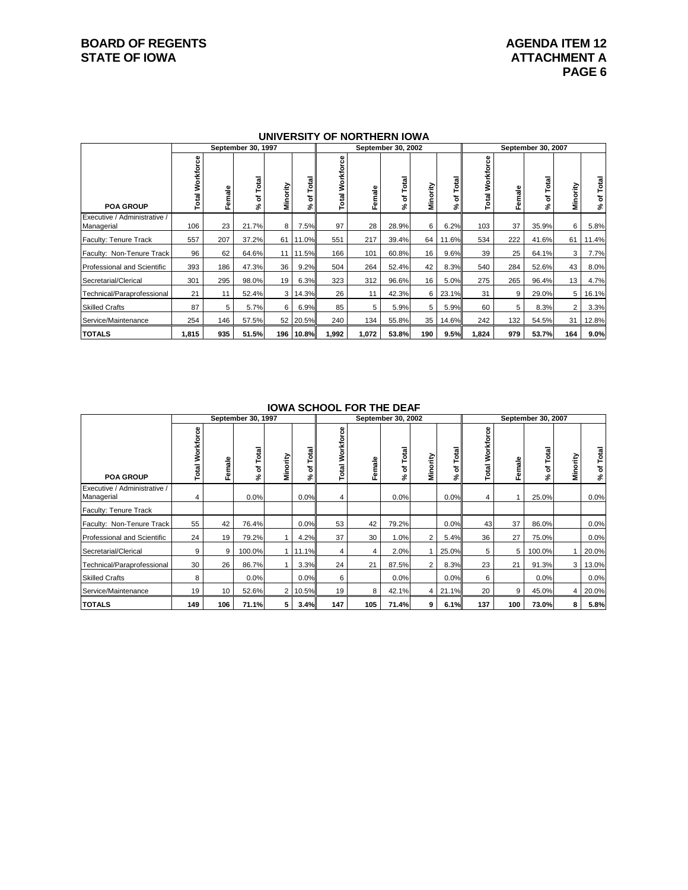**BOARD OF REGENTS**
**STATE OF IOWA**

**AGENDA ITEM 12**
**ATTACHMENT A**
**PAGE 6**

## UNIVERSITY OF NORTHERN IOWA

| | September 30, 1997 | | | | | September 30, 2002 | | | | | September 30, 2007 | | | | |
|---|---|---|---|---|---|---|---|---|---|---|---|---|---|---|---|
| POA GROUP | Total Workforce | Female | % of Total | Minority | % of Total | Total Workforce | Female | % of Total | Minority | % of Total | Total Workforce | Female | % of Total | Minority | % of Total |
| Executive / Administrative / Managerial | 106 | 23 | 21.7% | 8 | 7.5% | 97 | 28 | 28.9% | 6 | 6.2% | 103 | 37 | 35.9% | 6 | 5.8% |
| Faculty: Tenure Track | 557 | 207 | 37.2% | 61 | 11.0% | 551 | 217 | 39.4% | 64 | 11.6% | 534 | 222 | 41.6% | 61 | 11.4% |
| Faculty: Non-Tenure Track | 96 | 62 | 64.6% | 11 | 11.5% | 166 | 101 | 60.8% | 16 | 9.6% | 39 | 25 | 64.1% | 3 | 7.7% |
| Professional and Scientific | 393 | 186 | 47.3% | 36 | 9.2% | 504 | 264 | 52.4% | 42 | 8.3% | 540 | 284 | 52.6% | 43 | 8.0% |
| Secretarial/Clerical | 301 | 295 | 98.0% | 19 | 6.3% | 323 | 312 | 96.6% | 16 | 5.0% | 275 | 265 | 96.4% | 13 | 4.7% |
| Technical/Paraprofessional | 21 | 11 | 52.4% | 3 | 14.3% | 26 | 11 | 42.3% | 6 | 23.1% | 31 | 9 | 29.0% | 5 | 16.1% |
| Skilled Crafts | 87 | 5 | 5.7% | 6 | 6.9% | 85 | 5 | 5.9% | 5 | 5.9% | 60 | 5 | 8.3% | 2 | 3.3% |
| Service/Maintenance | 254 | 146 | 57.5% | 52 | 20.5% | 240 | 134 | 55.8% | 35 | 14.6% | 242 | 132 | 54.5% | 31 | 12.8% |
| **TOTALS** | **1,815** | **935** | **51.5%** | **196** | **10.8%** | **1,992** | **1,072** | **53.8%** | **190** | **9.5%** | **1,824** | **979** | **53.7%** | **164** | **9.0%** |

## IOWA SCHOOL FOR THE DEAF

| | September 30, 1997 | | | | | September 30, 2002 | | | | | September 30, 2007 | | | | |
|---|---|---|---|---|---|---|---|---|---|---|---|---|---|---|---|
| POA GROUP | Total Workforce | Female | % of Total | Minority | % of Total | Total Workforce | Female | % of Total | Minority | % of Total | Total Workforce | Female | % of Total | Minority | % of Total |
| Executive / Administrative / Managerial | 4 | | 0.0% | | 0.0% | 4 | | 0.0% | | 0.0% | 4 | 1 | 25.0% | | 0.0% |
| Faculty: Tenure Track | | | | | | | | | | | | | | | |
| Faculty: Non-Tenure Track | 55 | 42 | 76.4% | | 0.0% | 53 | 42 | 79.2% | | 0.0% | 43 | 37 | 86.0% | | 0.0% |
| Professional and Scientific | 24 | 19 | 79.2% | 1 | 4.2% | 37 | 30 | 1.0% | 2 | 5.4% | 36 | 27 | 75.0% | | 0.0% |
| Secretarial/Clerical | 9 | 9 | 100.0% | 1 | 11.1% | 4 | 4 | 2.0% | 1 | 25.0% | 5 | 5 | 100.0% | 1 | 20.0% |
| Technical/Paraprofessional | 30 | 26 | 86.7% | 1 | 3.3% | 24 | 21 | 87.5% | 2 | 8.3% | 23 | 21 | 91.3% | 3 | 13.0% |
| Skilled Crafts | 8 | | 0.0% | | 0.0% | 6 | | 0.0% | | 0.0% | 6 | | 0.0% | | 0.0% |
| Service/Maintenance | 19 | 10 | 52.6% | 2 | 10.5% | 19 | 8 | 42.1% | 4 | 21.1% | 20 | 9 | 45.0% | 4 | 20.0% |
| **TOTALS** | **149** | **106** | **71.1%** | **5** | **3.4%** | **147** | **105** | **71.4%** | **9** | **6.1%** | **137** | **100** | **73.0%** | **8** | **5.8%** |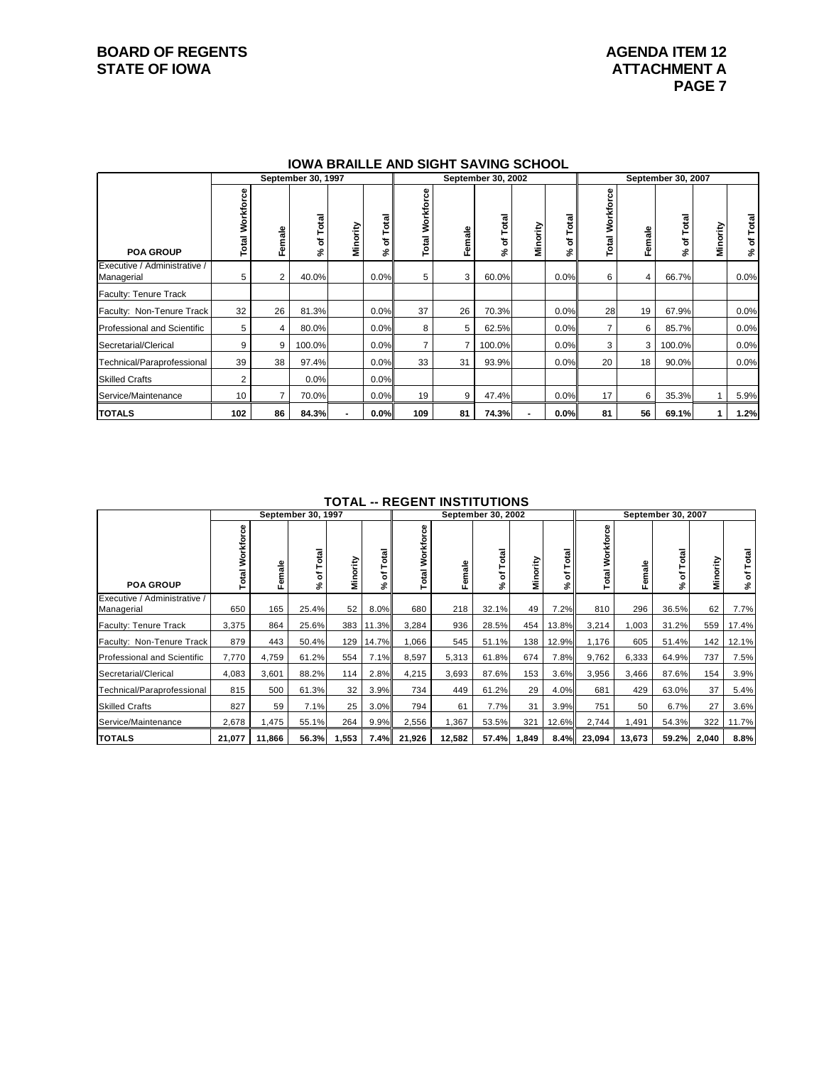## IOWA BRAILLE AND SIGHT SAVING SCHOOL

| POA GROUP | September 30, 1997 | | | | | September 30, 2002 | | | | | September 30, 2007 | | | | |
|---|---|---|---|---|---|---|---|---|---|---|---|---|---|---|---|
| | Total Workforce | Female | % of Total | Minority | % of Total | Total Workforce | Female | % of Total | Minority | % of Total | Total Workforce | Female | % of Total | Minority | % of Total |
| Executive / Administrative / Managerial | 5 | 2 | 40.0% | | 0.0% | 5 | 3 | 60.0% | | 0.0% | 6 | 4 | 66.7% | | 0.0% |
| Faculty: Tenure Track | | | | | | | | | | | | | | | |
| Faculty: Non-Tenure Track | 32 | 26 | 81.3% | | 0.0% | 37 | 26 | 70.3% | | 0.0% | 28 | 19 | 67.9% | | 0.0% |
| Professional and Scientific | 5 | 4 | 80.0% | | 0.0% | 8 | 5 | 62.5% | | 0.0% | 7 | 6 | 85.7% | | 0.0% |
| Secretarial/Clerical | 9 | 9 | 100.0% | | 0.0% | 7 | 7 | 100.0% | | 0.0% | 3 | 3 | 100.0% | | 0.0% |
| Technical/Paraprofessional | 39 | 38 | 97.4% | | 0.0% | 33 | 31 | 93.9% | | 0.0% | 20 | 18 | 90.0% | | 0.0% |
| Skilled Crafts | 2 | | 0.0% | | 0.0% | | | | | | | | | | |
| Service/Maintenance | 10 | 7 | 70.0% | | 0.0% | 19 | 9 | 47.4% | | 0.0% | 17 | 6 | 35.3% | 1 | 5.9% |
| **TOTALS** | **102** | **86** | **84.3%** | **-** | **0.0%** | **109** | **81** | **74.3%** | **-** | **0.0%** | **81** | **56** | **69.1%** | **1** | **1.2%** |

## TOTAL -- REGENT INSTITUTIONS

| POA GROUP | September 30, 1997 | | | | | September 30, 2002 | | | | | September 30, 2007 | | | | |
|---|---|---|---|---|---|---|---|---|---|---|---|---|---|---|---|
| | Total Workforce | Female | % of Total | Minority | % of Total | Total Workforce | Female | % of Total | Minority | % of Total | Total Workforce | Female | % of Total | Minority | % of Total |
| Executive / Administrative / Managerial | 650 | 165 | 25.4% | 52 | 8.0% | 680 | 218 | 32.1% | 49 | 7.2% | 810 | 296 | 36.5% | 62 | 7.7% |
| Faculty: Tenure Track | 3,375 | 864 | 25.6% | 383 | 11.3% | 3,284 | 936 | 28.5% | 454 | 13.8% | 3,214 | 1,003 | 31.2% | 559 | 17.4% |
| Faculty: Non-Tenure Track | 879 | 443 | 50.4% | 129 | 14.7% | 1,066 | 545 | 51.1% | 138 | 12.9% | 1,176 | 605 | 51.4% | 142 | 12.1% |
| Professional and Scientific | 7,770 | 4,759 | 61.2% | 554 | 7.1% | 8,597 | 5,313 | 61.8% | 674 | 7.8% | 9,762 | 6,333 | 64.9% | 737 | 7.5% |
| Secretarial/Clerical | 4,083 | 3,601 | 88.2% | 114 | 2.8% | 4,215 | 3,693 | 87.6% | 153 | 3.6% | 3,956 | 3,466 | 87.6% | 154 | 3.9% |
| Technical/Paraprofessional | 815 | 500 | 61.3% | 32 | 3.9% | 734 | 449 | 61.2% | 29 | 4.0% | 681 | 429 | 63.0% | 37 | 5.4% |
| Skilled Crafts | 827 | 59 | 7.1% | 25 | 3.0% | 794 | 61 | 7.7% | 31 | 3.9% | 751 | 50 | 6.7% | 27 | 3.6% |
| Service/Maintenance | 2,678 | 1,475 | 55.1% | 264 | 9.9% | 2,556 | 1,367 | 53.5% | 321 | 12.6% | 2,744 | 1,491 | 54.3% | 322 | 11.7% |
| **TOTALS** | **21,077** | **11,866** | **56.3%** | **1,553** | **7.4%** | **21,926** | **12,582** | **57.4%** | **1,849** | **8.4%** | **23,094** | **13,673** | **59.2%** | **2,040** | **8.8%** |